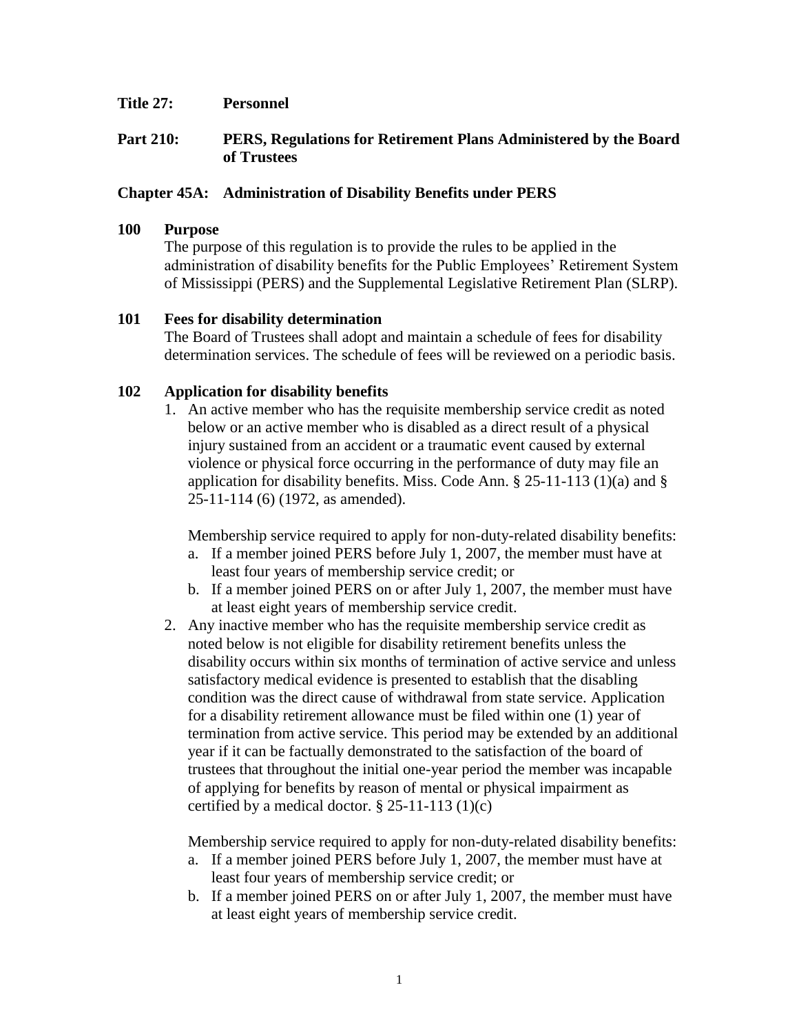**Title 27: Personnel**

**Part 210: PERS, Regulations for Retirement Plans Administered by the Board of Trustees**

**Chapter 45A: Administration of Disability Benefits under PERS**

## 100 Purpose

The purpose of this regulation is to provide the rules to be applied in the administration of disability benefits for the Public Employees' Retirement System of Mississippi (PERS) and the Supplemental Legislative Retirement Plan (SLRP).

## 101 Fees for disability determination

The Board of Trustees shall adopt and maintain a schedule of fees for disability determination services. The schedule of fees will be reviewed on a periodic basis.

## 102 Application for disability benefits

1. An active member who has the requisite membership service credit as noted below or an active member who is disabled as a direct result of a physical injury sustained from an accident or a traumatic event caused by external violence or physical force occurring in the performance of duty may file an application for disability benefits. Miss. Code Ann. § 25-11-113 (1)(a) and § 25-11-114 (6) (1972, as amended).

   Membership service required to apply for non-duty-related disability benefits:

   a. If a member joined PERS before July 1, 2007, the member must have at least four years of membership service credit; or
   b. If a member joined PERS on or after July 1, 2007, the member must have at least eight years of membership service credit.

2. Any inactive member who has the requisite membership service credit as noted below is not eligible for disability retirement benefits unless the disability occurs within six months of termination of active service and unless satisfactory medical evidence is presented to establish that the disabling condition was the direct cause of withdrawal from state service. Application for a disability retirement allowance must be filed within one (1) year of termination from active service. This period may be extended by an additional year if it can be factually demonstrated to the satisfaction of the board of trustees that throughout the initial one-year period the member was incapable of applying for benefits by reason of mental or physical impairment as certified by a medical doctor. § 25-11-113 (1)(c)

   Membership service required to apply for non-duty-related disability benefits:

   a. If a member joined PERS before July 1, 2007, the member must have at least four years of membership service credit; or
   b. If a member joined PERS on or after July 1, 2007, the member must have at least eight years of membership service credit.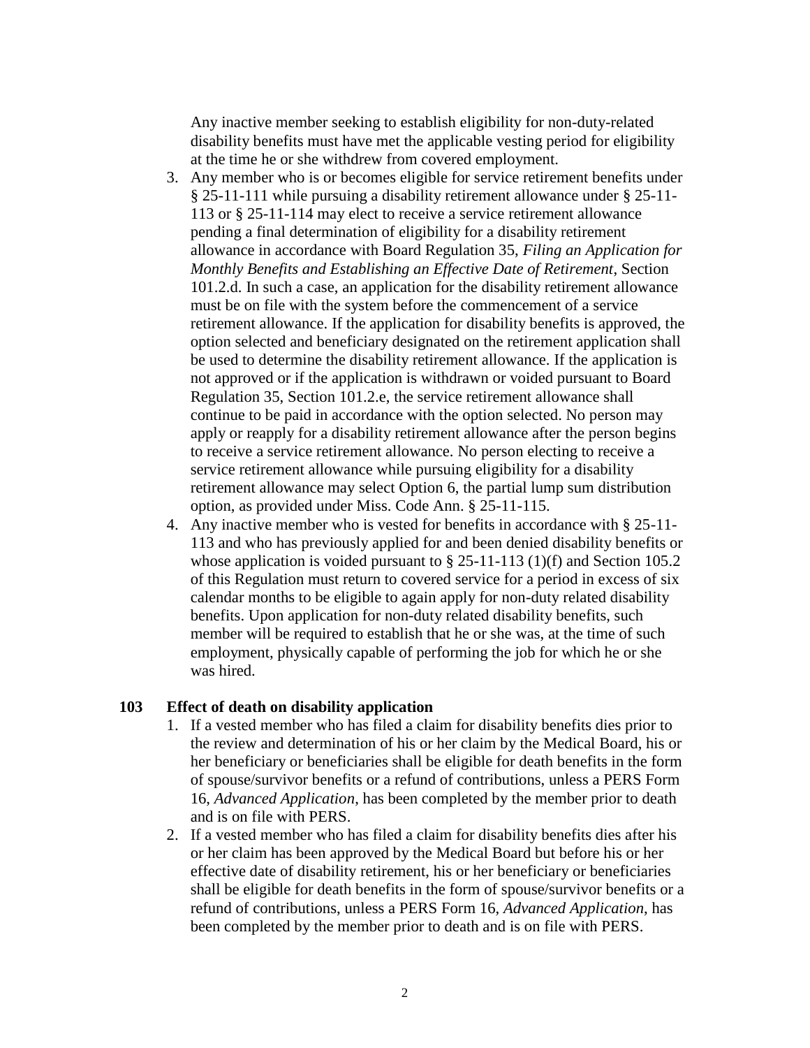Any inactive member seeking to establish eligibility for non-duty-related disability benefits must have met the applicable vesting period for eligibility at the time he or she withdrew from covered employment.

3. Any member who is or becomes eligible for service retirement benefits under § 25-11-111 while pursuing a disability retirement allowance under § 25-11-113 or § 25-11-114 may elect to receive a service retirement allowance pending a final determination of eligibility for a disability retirement allowance in accordance with Board Regulation 35, *Filing an Application for Monthly Benefits and Establishing an Effective Date of Retirement*, Section 101.2.d. In such a case, an application for the disability retirement allowance must be on file with the system before the commencement of a service retirement allowance. If the application for disability benefits is approved, the option selected and beneficiary designated on the retirement application shall be used to determine the disability retirement allowance. If the application is not approved or if the application is withdrawn or voided pursuant to Board Regulation 35, Section 101.2.e, the service retirement allowance shall continue to be paid in accordance with the option selected. No person may apply or reapply for a disability retirement allowance after the person begins to receive a service retirement allowance. No person electing to receive a service retirement allowance while pursuing eligibility for a disability retirement allowance may select Option 6, the partial lump sum distribution option, as provided under Miss. Code Ann. § 25-11-115.
4. Any inactive member who is vested for benefits in accordance with § 25-11-113 and who has previously applied for and been denied disability benefits or whose application is voided pursuant to § 25-11-113 (1)(f) and Section 105.2 of this Regulation must return to covered service for a period in excess of six calendar months to be eligible to again apply for non-duty related disability benefits. Upon application for non-duty related disability benefits, such member will be required to establish that he or she was, at the time of such employment, physically capable of performing the job for which he or she was hired.

## 103 Effect of death on disability application

1. If a vested member who has filed a claim for disability benefits dies prior to the review and determination of his or her claim by the Medical Board, his or her beneficiary or beneficiaries shall be eligible for death benefits in the form of spouse/survivor benefits or a refund of contributions, unless a PERS Form 16, *Advanced Application*, has been completed by the member prior to death and is on file with PERS.
2. If a vested member who has filed a claim for disability benefits dies after his or her claim has been approved by the Medical Board but before his or her effective date of disability retirement, his or her beneficiary or beneficiaries shall be eligible for death benefits in the form of spouse/survivor benefits or a refund of contributions, unless a PERS Form 16, *Advanced Application*, has been completed by the member prior to death and is on file with PERS.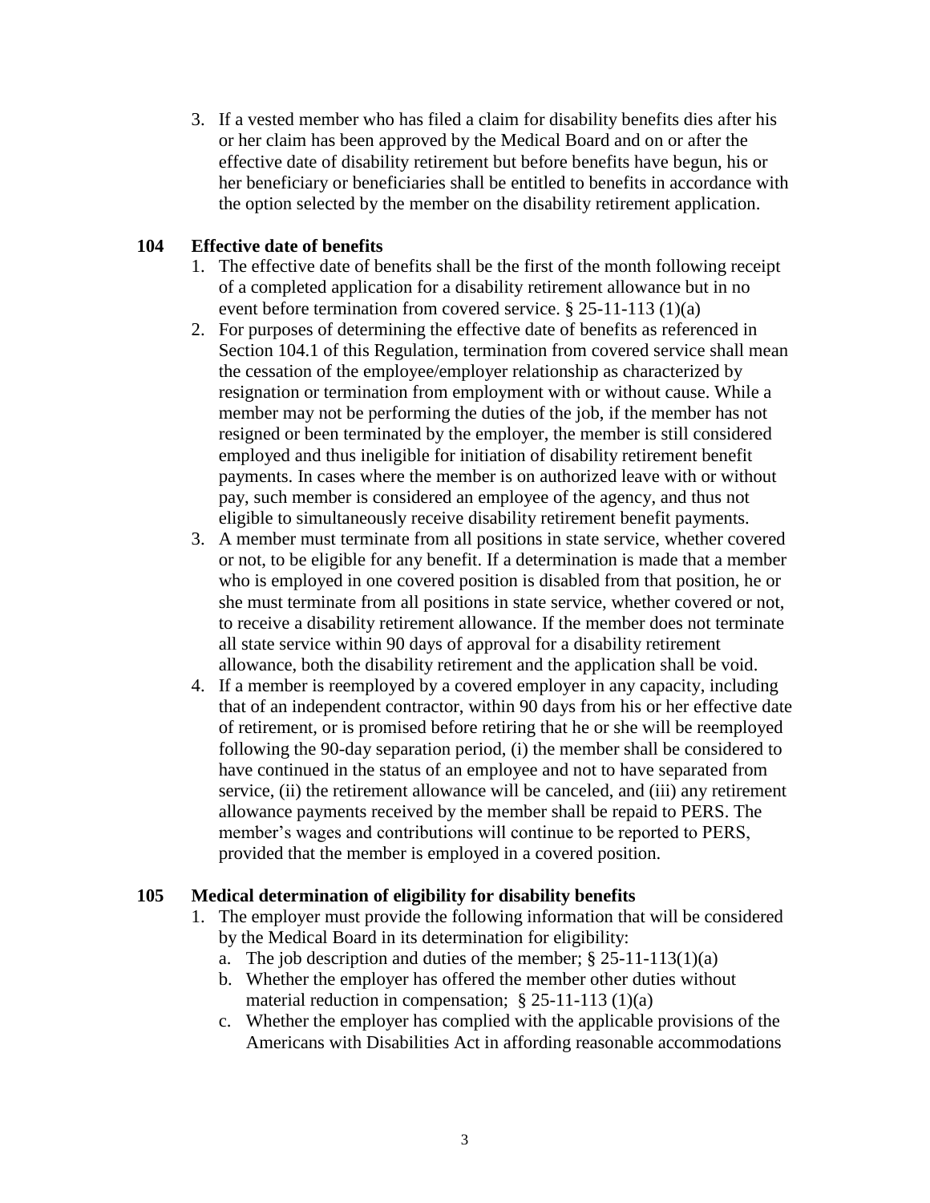3. If a vested member who has filed a claim for disability benefits dies after his or her claim has been approved by the Medical Board and on or after the effective date of disability retirement but before benefits have begun, his or her beneficiary or beneficiaries shall be entitled to benefits in accordance with the option selected by the member on the disability retirement application.

**104 Effective date of benefits**

1. The effective date of benefits shall be the first of the month following receipt of a completed application for a disability retirement allowance but in no event before termination from covered service. § 25-11-113 (1)(a)
2. For purposes of determining the effective date of benefits as referenced in Section 104.1 of this Regulation, termination from covered service shall mean the cessation of the employee/employer relationship as characterized by resignation or termination from employment with or without cause. While a member may not be performing the duties of the job, if the member has not resigned or been terminated by the employer, the member is still considered employed and thus ineligible for initiation of disability retirement benefit payments. In cases where the member is on authorized leave with or without pay, such member is considered an employee of the agency, and thus not eligible to simultaneously receive disability retirement benefit payments.
3. A member must terminate from all positions in state service, whether covered or not, to be eligible for any benefit. If a determination is made that a member who is employed in one covered position is disabled from that position, he or she must terminate from all positions in state service, whether covered or not, to receive a disability retirement allowance. If the member does not terminate all state service within 90 days of approval for a disability retirement allowance, both the disability retirement and the application shall be void.
4. If a member is reemployed by a covered employer in any capacity, including that of an independent contractor, within 90 days from his or her effective date of retirement, or is promised before retiring that he or she will be reemployed following the 90-day separation period, (i) the member shall be considered to have continued in the status of an employee and not to have separated from service, (ii) the retirement allowance will be canceled, and (iii) any retirement allowance payments received by the member shall be repaid to PERS. The member's wages and contributions will continue to be reported to PERS, provided that the member is employed in a covered position.

**105 Medical determination of eligibility for disability benefits**

1. The employer must provide the following information that will be considered by the Medical Board in its determination for eligibility:
   a. The job description and duties of the member; § 25-11-113(1)(a)
   b. Whether the employer has offered the member other duties without material reduction in compensation; § 25-11-113 (1)(a)
   c. Whether the employer has complied with the applicable provisions of the Americans with Disabilities Act in affording reasonable accommodations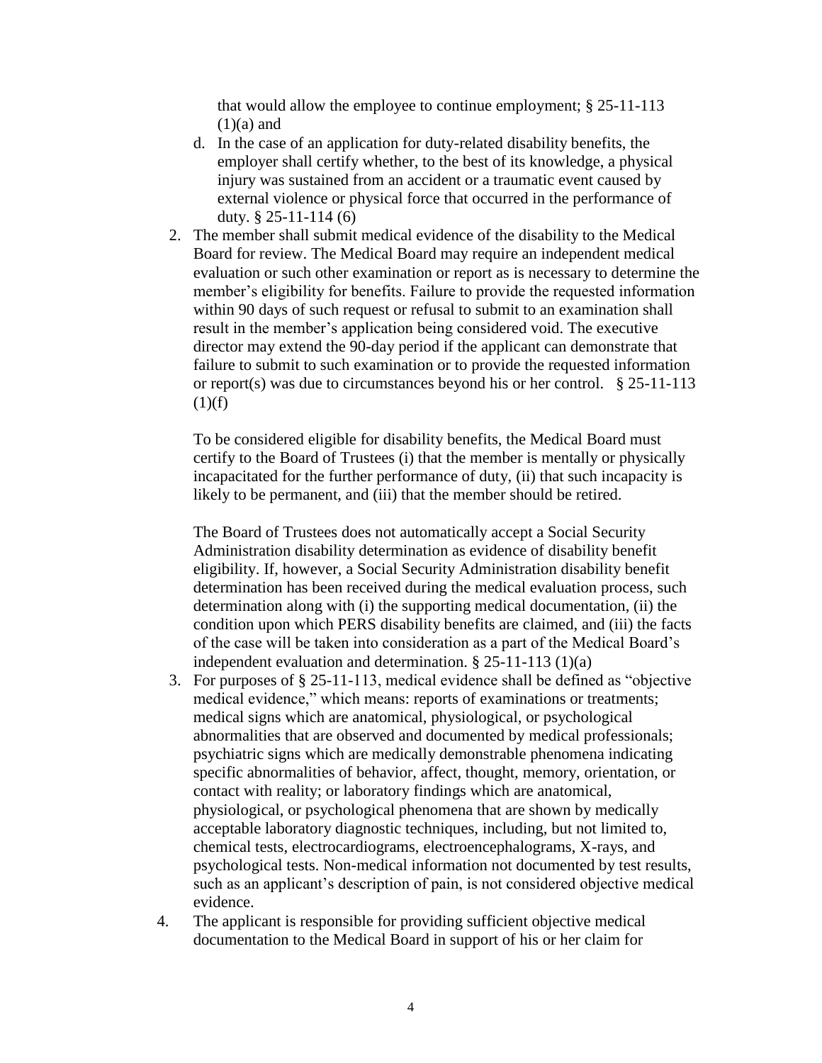that would allow the employee to continue employment; § 25-11-113 (1)(a) and

d. In the case of an application for duty-related disability benefits, the employer shall certify whether, to the best of its knowledge, a physical injury was sustained from an accident or a traumatic event caused by external violence or physical force that occurred in the performance of duty. § 25-11-114 (6)

2. The member shall submit medical evidence of the disability to the Medical Board for review. The Medical Board may require an independent medical evaluation or such other examination or report as is necessary to determine the member's eligibility for benefits. Failure to provide the requested information within 90 days of such request or refusal to submit to an examination shall result in the member's application being considered void. The executive director may extend the 90-day period if the applicant can demonstrate that failure to submit to such examination or to provide the requested information or report(s) was due to circumstances beyond his or her control. § 25-11-113 (1)(f)

   To be considered eligible for disability benefits, the Medical Board must certify to the Board of Trustees (i) that the member is mentally or physically incapacitated for the further performance of duty, (ii) that such incapacity is likely to be permanent, and (iii) that the member should be retired.

   The Board of Trustees does not automatically accept a Social Security Administration disability determination as evidence of disability benefit eligibility. If, however, a Social Security Administration disability benefit determination has been received during the medical evaluation process, such determination along with (i) the supporting medical documentation, (ii) the condition upon which PERS disability benefits are claimed, and (iii) the facts of the case will be taken into consideration as a part of the Medical Board's independent evaluation and determination. § 25-11-113 (1)(a)

3. For purposes of § 25-11-113, medical evidence shall be defined as "objective medical evidence," which means: reports of examinations or treatments; medical signs which are anatomical, physiological, or psychological abnormalities that are observed and documented by medical professionals; psychiatric signs which are medically demonstrable phenomena indicating specific abnormalities of behavior, affect, thought, memory, orientation, or contact with reality; or laboratory findings which are anatomical, physiological, or psychological phenomena that are shown by medically acceptable laboratory diagnostic techniques, including, but not limited to, chemical tests, electrocardiograms, electroencephalograms, X-rays, and psychological tests. Non-medical information not documented by test results, such as an applicant's description of pain, is not considered objective medical evidence.

4. The applicant is responsible for providing sufficient objective medical documentation to the Medical Board in support of his or her claim for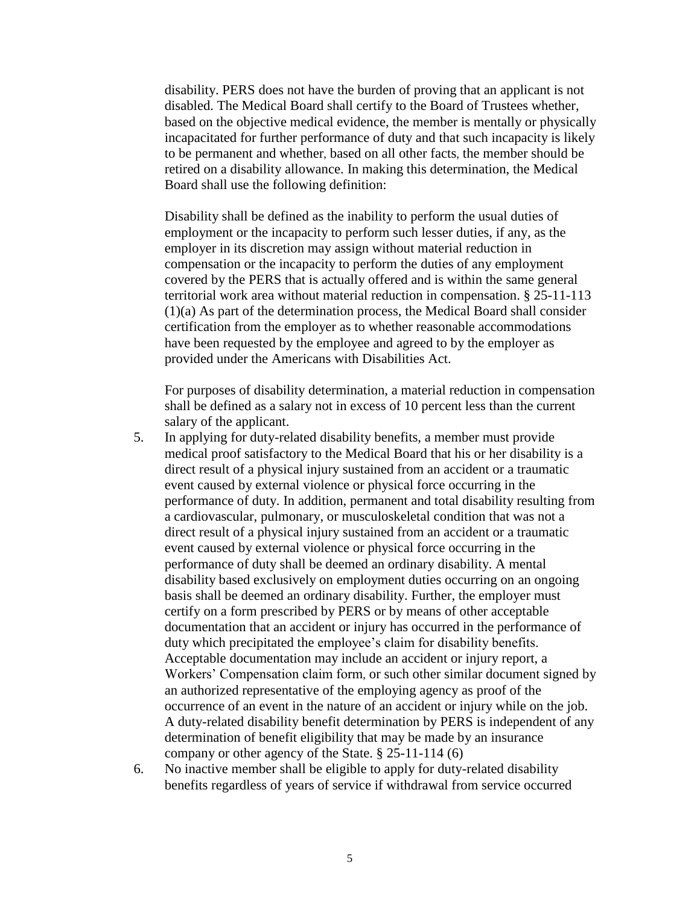disability. PERS does not have the burden of proving that an applicant is not disabled. The Medical Board shall certify to the Board of Trustees whether, based on the objective medical evidence, the member is mentally or physically incapacitated for further performance of duty and that such incapacity is likely to be permanent and whether, based on all other facts, the member should be retired on a disability allowance. In making this determination, the Medical Board shall use the following definition:

Disability shall be defined as the inability to perform the usual duties of employment or the incapacity to perform such lesser duties, if any, as the employer in its discretion may assign without material reduction in compensation or the incapacity to perform the duties of any employment covered by the PERS that is actually offered and is within the same general territorial work area without material reduction in compensation. § 25-11-113 (1)(a) As part of the determination process, the Medical Board shall consider certification from the employer as to whether reasonable accommodations have been requested by the employee and agreed to by the employer as provided under the Americans with Disabilities Act.

For purposes of disability determination, a material reduction in compensation shall be defined as a salary not in excess of 10 percent less than the current salary of the applicant.

5. In applying for duty-related disability benefits, a member must provide medical proof satisfactory to the Medical Board that his or her disability is a direct result of a physical injury sustained from an accident or a traumatic event caused by external violence or physical force occurring in the performance of duty. In addition, permanent and total disability resulting from a cardiovascular, pulmonary, or musculoskeletal condition that was not a direct result of a physical injury sustained from an accident or a traumatic event caused by external violence or physical force occurring in the performance of duty shall be deemed an ordinary disability. A mental disability based exclusively on employment duties occurring on an ongoing basis shall be deemed an ordinary disability. Further, the employer must certify on a form prescribed by PERS or by means of other acceptable documentation that an accident or injury has occurred in the performance of duty which precipitated the employee's claim for disability benefits. Acceptable documentation may include an accident or injury report, a Workers' Compensation claim form, or such other similar document signed by an authorized representative of the employing agency as proof of the occurrence of an event in the nature of an accident or injury while on the job. A duty-related disability benefit determination by PERS is independent of any determination of benefit eligibility that may be made by an insurance company or other agency of the State. § 25-11-114 (6)
6. No inactive member shall be eligible to apply for duty-related disability benefits regardless of years of service if withdrawal from service occurred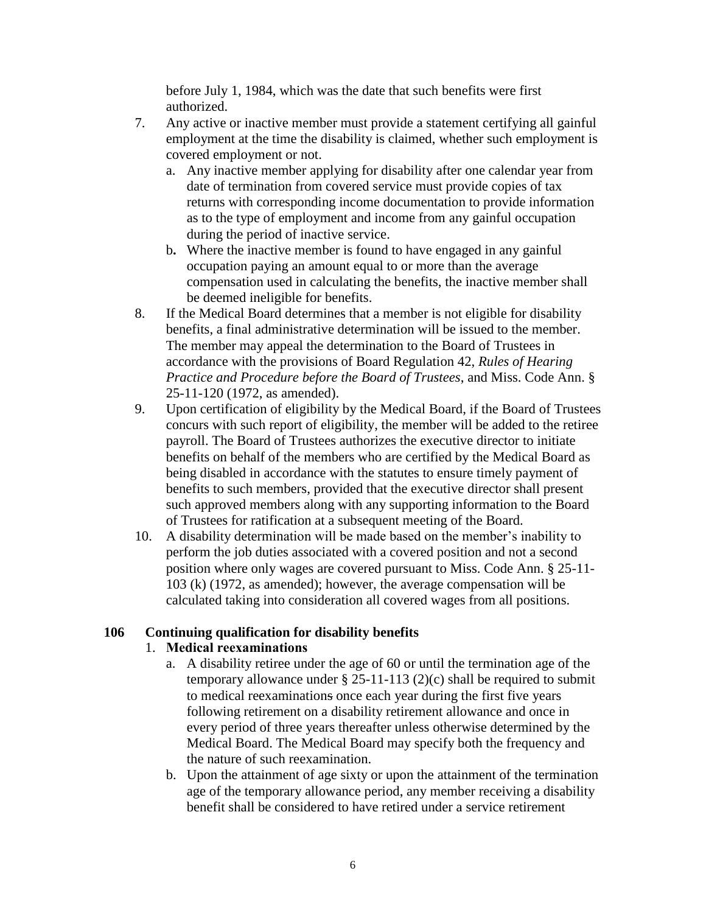before July 1, 1984, which was the date that such benefits were first authorized.

7. Any active or inactive member must provide a statement certifying all gainful employment at the time the disability is claimed, whether such employment is covered employment or not.
   a. Any inactive member applying for disability after one calendar year from date of termination from covered service must provide copies of tax returns with corresponding income documentation to provide information as to the type of employment and income from any gainful occupation during the period of inactive service.
   b. Where the inactive member is found to have engaged in any gainful occupation paying an amount equal to or more than the average compensation used in calculating the benefits, the inactive member shall be deemed ineligible for benefits.
8. If the Medical Board determines that a member is not eligible for disability benefits, a final administrative determination will be issued to the member. The member may appeal the determination to the Board of Trustees in accordance with the provisions of Board Regulation 42, *Rules of Hearing Practice and Procedure before the Board of Trustees*, and Miss. Code Ann. § 25-11-120 (1972, as amended).
9. Upon certification of eligibility by the Medical Board, if the Board of Trustees concurs with such report of eligibility, the member will be added to the retiree payroll. The Board of Trustees authorizes the executive director to initiate benefits on behalf of the members who are certified by the Medical Board as being disabled in accordance with the statutes to ensure timely payment of benefits to such members, provided that the executive director shall present such approved members along with any supporting information to the Board of Trustees for ratification at a subsequent meeting of the Board.
10. A disability determination will be made based on the member's inability to perform the job duties associated with a covered position and not a second position where only wages are covered pursuant to Miss. Code Ann. § 25-11-103 (k) (1972, as amended); however, the average compensation will be calculated taking into consideration all covered wages from all positions.

## 106 Continuing qualification for disability benefits

1. **Medical reexaminations**
   a. A disability retiree under the age of 60 or until the termination age of the temporary allowance under § 25-11-113 (2)(c) shall be required to submit to medical reexaminations once each year during the first five years following retirement on a disability retirement allowance and once in every period of three years thereafter unless otherwise determined by the Medical Board. The Medical Board may specify both the frequency and the nature of such reexamination.
   b. Upon the attainment of age sixty or upon the attainment of the termination age of the temporary allowance period, any member receiving a disability benefit shall be considered to have retired under a service retirement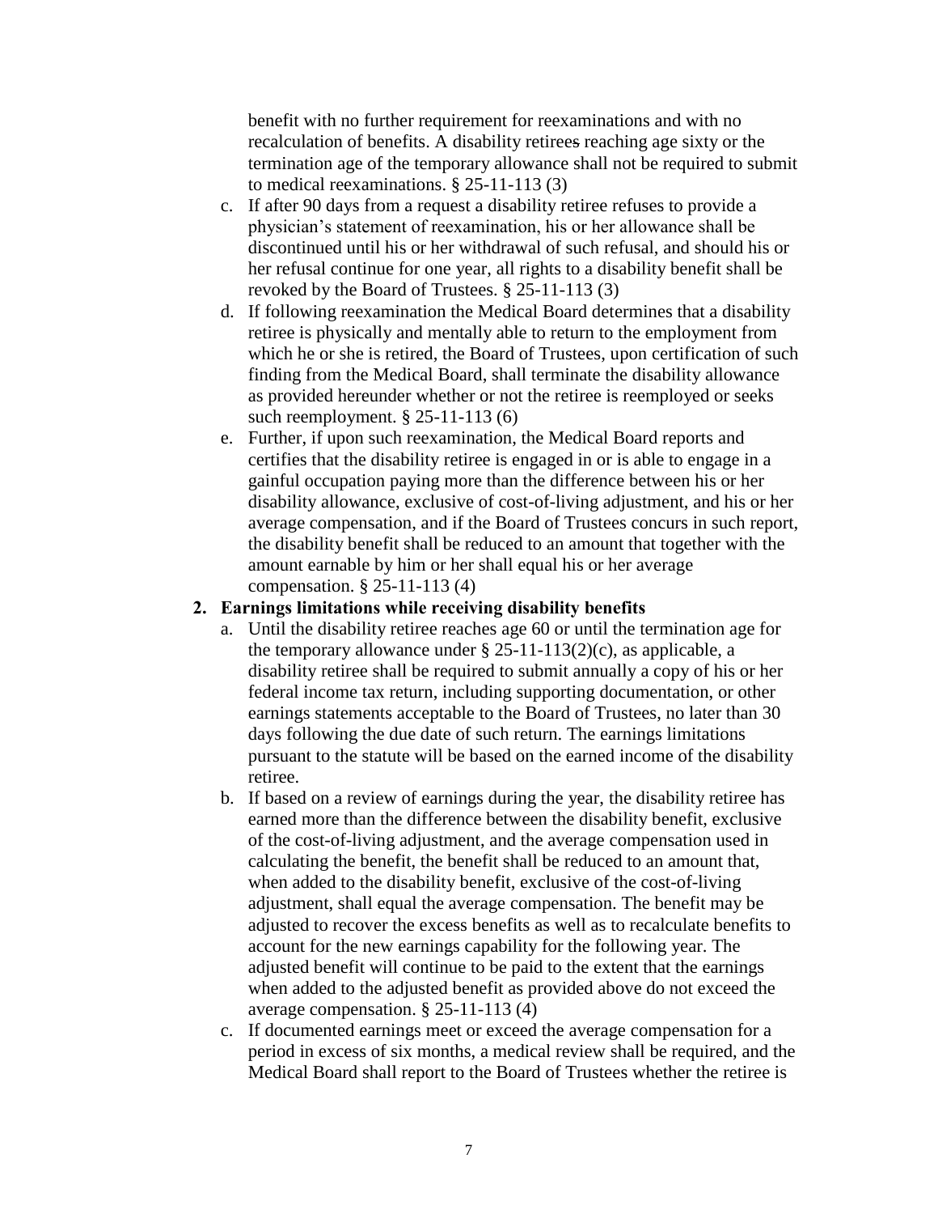benefit with no further requirement for reexaminations and with no recalculation of benefits. A disability retirees reaching age sixty or the termination age of the temporary allowance shall not be required to submit to medical reexaminations. § 25-11-113 (3)

c. If after 90 days from a request a disability retiree refuses to provide a physician's statement of reexamination, his or her allowance shall be discontinued until his or her withdrawal of such refusal, and should his or her refusal continue for one year, all rights to a disability benefit shall be revoked by the Board of Trustees. § 25-11-113 (3)

d. If following reexamination the Medical Board determines that a disability retiree is physically and mentally able to return to the employment from which he or she is retired, the Board of Trustees, upon certification of such finding from the Medical Board, shall terminate the disability allowance as provided hereunder whether or not the retiree is reemployed or seeks such reemployment. § 25-11-113 (6)

e. Further, if upon such reexamination, the Medical Board reports and certifies that the disability retiree is engaged in or is able to engage in a gainful occupation paying more than the difference between his or her disability allowance, exclusive of cost-of-living adjustment, and his or her average compensation, and if the Board of Trustees concurs in such report, the disability benefit shall be reduced to an amount that together with the amount earnable by him or her shall equal his or her average compensation. § 25-11-113 (4)

**2. Earnings limitations while receiving disability benefits**

a. Until the disability retiree reaches age 60 or until the termination age for the temporary allowance under § 25-11-113(2)(c), as applicable, a disability retiree shall be required to submit annually a copy of his or her federal income tax return, including supporting documentation, or other earnings statements acceptable to the Board of Trustees, no later than 30 days following the due date of such return. The earnings limitations pursuant to the statute will be based on the earned income of the disability retiree.

b. If based on a review of earnings during the year, the disability retiree has earned more than the difference between the disability benefit, exclusive of the cost-of-living adjustment, and the average compensation used in calculating the benefit, the benefit shall be reduced to an amount that, when added to the disability benefit, exclusive of the cost-of-living adjustment, shall equal the average compensation. The benefit may be adjusted to recover the excess benefits as well as to recalculate benefits to account for the new earnings capability for the following year. The adjusted benefit will continue to be paid to the extent that the earnings when added to the adjusted benefit as provided above do not exceed the average compensation. § 25-11-113 (4)

c. If documented earnings meet or exceed the average compensation for a period in excess of six months, a medical review shall be required, and the Medical Board shall report to the Board of Trustees whether the retiree is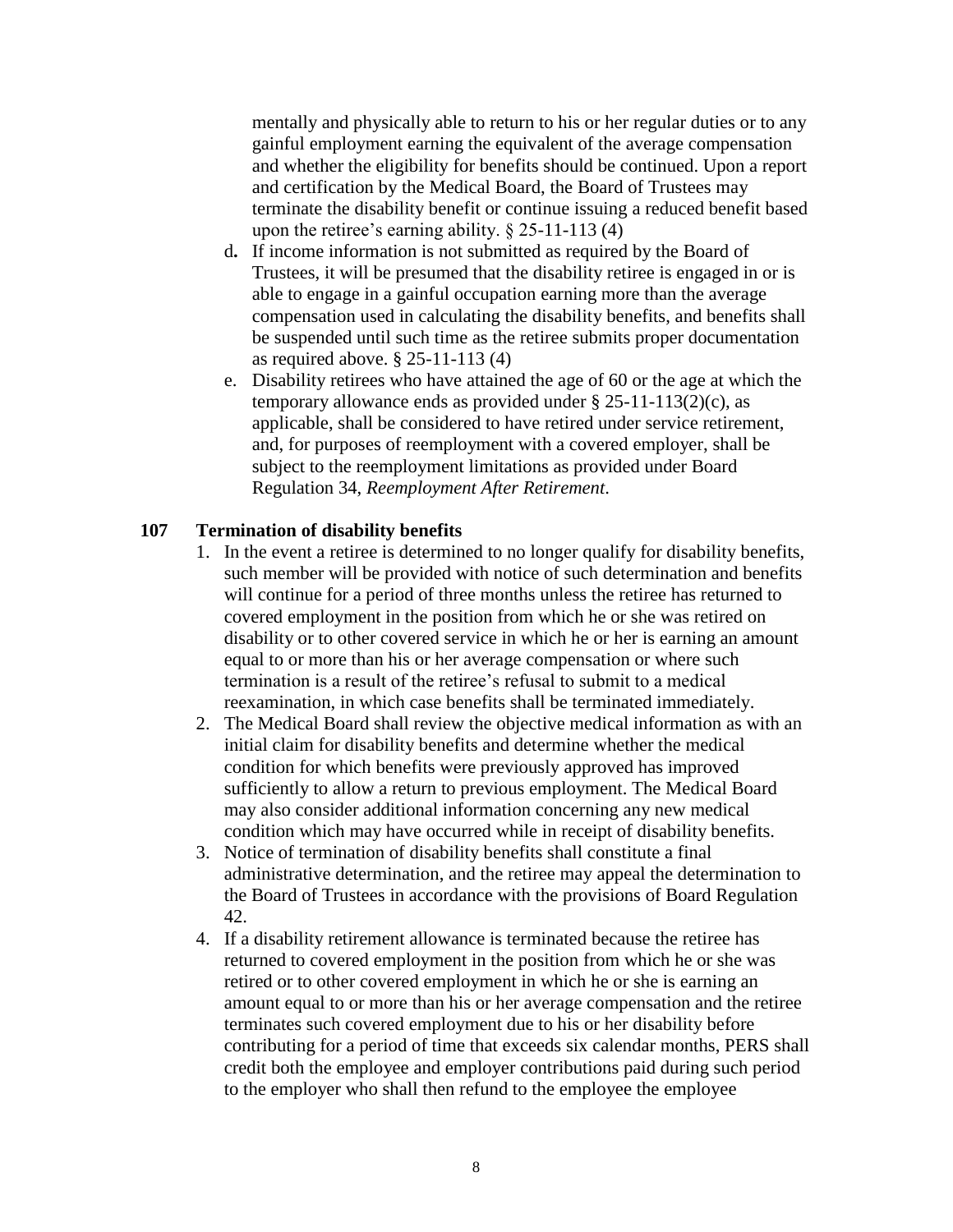mentally and physically able to return to his or her regular duties or to any gainful employment earning the equivalent of the average compensation and whether the eligibility for benefits should be continued. Upon a report and certification by the Medical Board, the Board of Trustees may terminate the disability benefit or continue issuing a reduced benefit based upon the retiree's earning ability. § 25-11-113 (4)

d. If income information is not submitted as required by the Board of Trustees, it will be presumed that the disability retiree is engaged in or is able to engage in a gainful occupation earning more than the average compensation used in calculating the disability benefits, and benefits shall be suspended until such time as the retiree submits proper documentation as required above. § 25-11-113 (4)

e. Disability retirees who have attained the age of 60 or the age at which the temporary allowance ends as provided under § 25-11-113(2)(c), as applicable, shall be considered to have retired under service retirement, and, for purposes of reemployment with a covered employer, shall be subject to the reemployment limitations as provided under Board Regulation 34, *Reemployment After Retirement*.

### 107 Termination of disability benefits

1. In the event a retiree is determined to no longer qualify for disability benefits, such member will be provided with notice of such determination and benefits will continue for a period of three months unless the retiree has returned to covered employment in the position from which he or she was retired on disability or to other covered service in which he or her is earning an amount equal to or more than his or her average compensation or where such termination is a result of the retiree's refusal to submit to a medical reexamination, in which case benefits shall be terminated immediately.
2. The Medical Board shall review the objective medical information as with an initial claim for disability benefits and determine whether the medical condition for which benefits were previously approved has improved sufficiently to allow a return to previous employment. The Medical Board may also consider additional information concerning any new medical condition which may have occurred while in receipt of disability benefits.
3. Notice of termination of disability benefits shall constitute a final administrative determination, and the retiree may appeal the determination to the Board of Trustees in accordance with the provisions of Board Regulation 42.
4. If a disability retirement allowance is terminated because the retiree has returned to covered employment in the position from which he or she was retired or to other covered employment in which he or she is earning an amount equal to or more than his or her average compensation and the retiree terminates such covered employment due to his or her disability before contributing for a period of time that exceeds six calendar months, PERS shall credit both the employee and employer contributions paid during such period to the employer who shall then refund to the employee the employee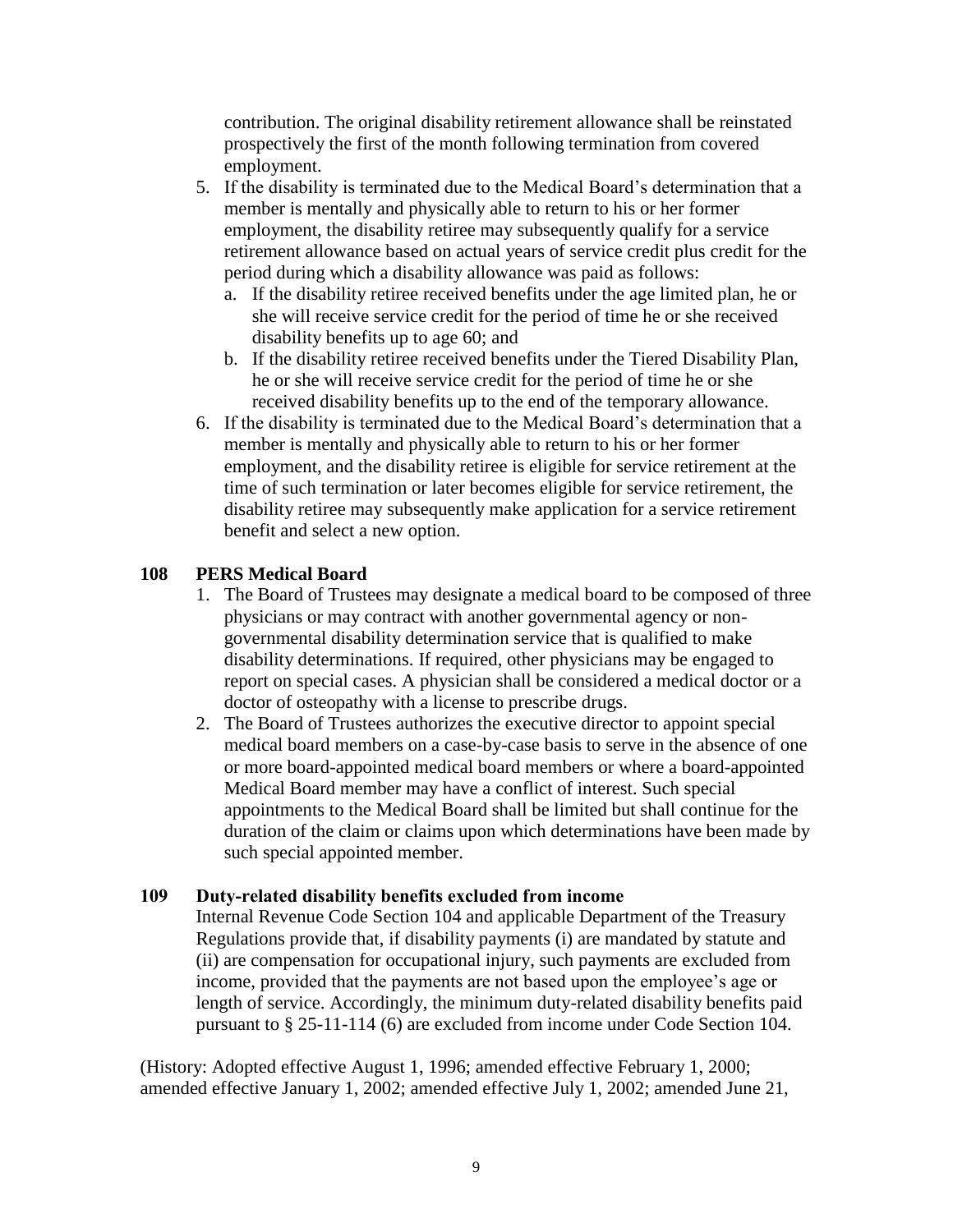contribution. The original disability retirement allowance shall be reinstated prospectively the first of the month following termination from covered employment.

5. If the disability is terminated due to the Medical Board's determination that a member is mentally and physically able to return to his or her former employment, the disability retiree may subsequently qualify for a service retirement allowance based on actual years of service credit plus credit for the period during which a disability allowance was paid as follows:
   a. If the disability retiree received benefits under the age limited plan, he or she will receive service credit for the period of time he or she received disability benefits up to age 60; and
   b. If the disability retiree received benefits under the Tiered Disability Plan, he or she will receive service credit for the period of time he or she received disability benefits up to the end of the temporary allowance.
6. If the disability is terminated due to the Medical Board's determination that a member is mentally and physically able to return to his or her former employment, and the disability retiree is eligible for service retirement at the time of such termination or later becomes eligible for service retirement, the disability retiree may subsequently make application for a service retirement benefit and select a new option.

### 108 PERS Medical Board

1. The Board of Trustees may designate a medical board to be composed of three physicians or may contract with another governmental agency or non-governmental disability determination service that is qualified to make disability determinations. If required, other physicians may be engaged to report on special cases. A physician shall be considered a medical doctor or a doctor of osteopathy with a license to prescribe drugs.
2. The Board of Trustees authorizes the executive director to appoint special medical board members on a case-by-case basis to serve in the absence of one or more board-appointed medical board members or where a board-appointed Medical Board member may have a conflict of interest. Such special appointments to the Medical Board shall be limited but shall continue for the duration of the claim or claims upon which determinations have been made by such special appointed member.

### 109 Duty-related disability benefits excluded from income

Internal Revenue Code Section 104 and applicable Department of the Treasury Regulations provide that, if disability payments (i) are mandated by statute and (ii) are compensation for occupational injury, such payments are excluded from income, provided that the payments are not based upon the employee's age or length of service. Accordingly, the minimum duty-related disability benefits paid pursuant to § 25-11-114 (6) are excluded from income under Code Section 104.

(History: Adopted effective August 1, 1996; amended effective February 1, 2000; amended effective January 1, 2002; amended effective July 1, 2002; amended June 21,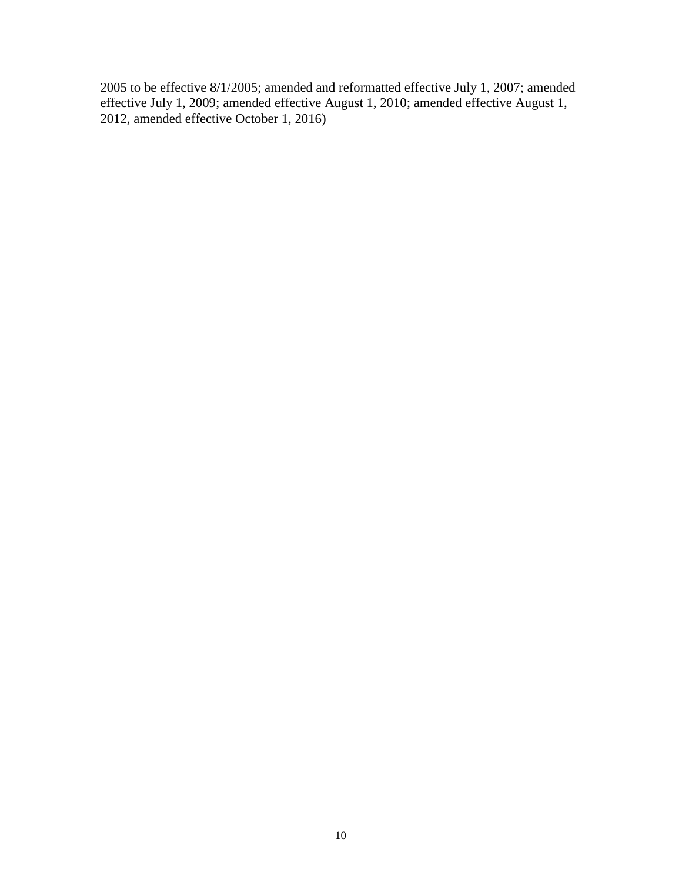2005 to be effective 8/1/2005; amended and reformatted effective July 1, 2007; amended effective July 1, 2009; amended effective August 1, 2010; amended effective August 1, 2012, amended effective October 1, 2016)